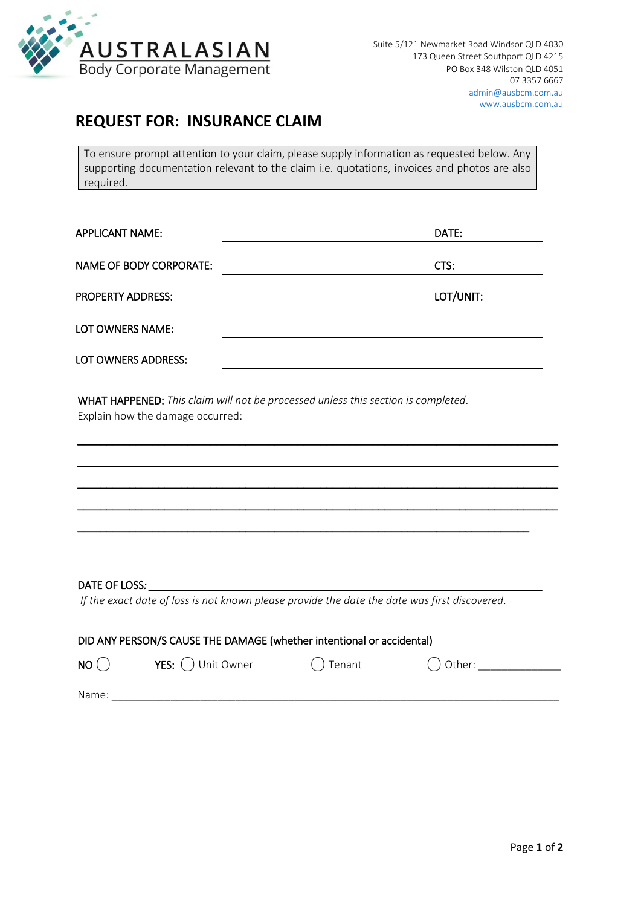**AUSTRALASIAN**
Body Corporate Management

Suite 5/121 Newmarket Road Windsor QLD 4030
173 Queen Street Southport QLD 4215
PO Box 348 Wilston QLD 4051
07 3357 6667
admin@ausbcm.com.au
www.ausbcm.com.au

# REQUEST FOR: INSURANCE CLAIM

To ensure prompt attention to your claim, please supply information as requested below. Any supporting documentation relevant to the claim i.e. quotations, invoices and photos are also required.

APPLICANT NAME: ______________________ DATE: __________

NAME OF BODY CORPORATE: ______________________ CTS: __________

PROPERTY ADDRESS: ______________________ LOT/UNIT: __________

LOT OWNERS NAME: ______________________

LOT OWNERS ADDRESS: ______________________

WHAT HAPPENED: *This claim will not be processed unless this section is completed.*
Explain how the damage occurred:

______________________________________________________________________

______________________________________________________________________

______________________________________________________________________

______________________________________________________________________

__________________________________________________________________

DATE OF LOSS: ______________________________________________________________
*If the exact date of loss is not known please provide the date the date was first discovered.*

DID ANY PERSON/S CAUSE THE DAMAGE (whether intentional or accidental)

NO ◯ YES: ◯ Unit Owner ◯ Tenant ◯ Other: ____________

Name: ______________________________________________________________________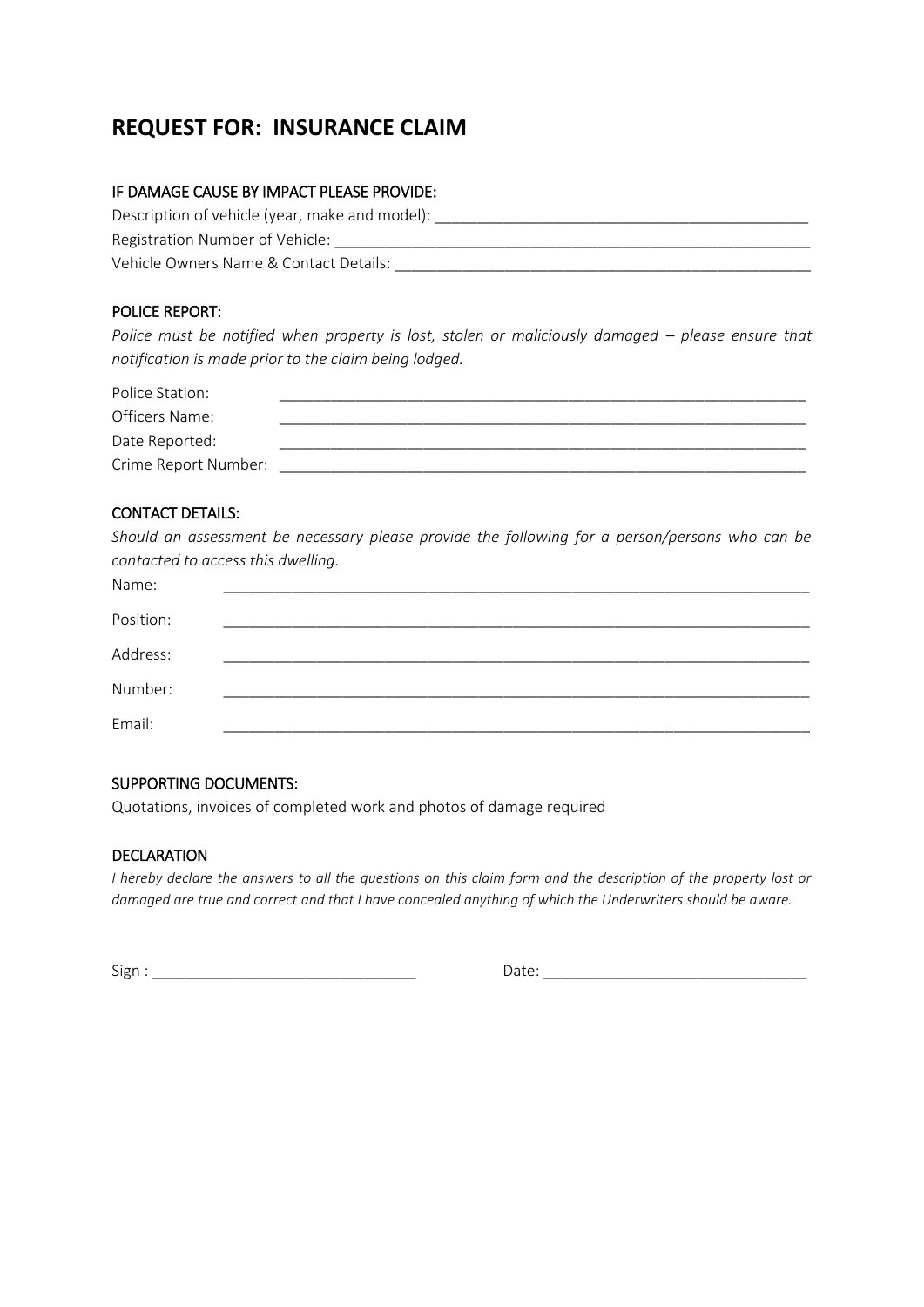# REQUEST FOR: INSURANCE CLAIM

## IF DAMAGE CAUSE BY IMPACT PLEASE PROVIDE:

Description of vehicle (year, make and model): ______________________________________________

Registration Number of Vehicle: ________________________________________________________

Vehicle Owners Name & Contact Details: __________________________________________________

## POLICE REPORT:

*Police must be notified when property is lost, stolen or maliciously damaged – please ensure that notification is made prior to the claim being lodged.*

Police Station: ________________________________________________________________

Officers Name: ________________________________________________________________

Date Reported: ________________________________________________________________

Crime Report Number: ________________________________________________________________

## CONTACT DETAILS:

*Should an assessment be necessary please provide the following for a person/persons who can be contacted to access this dwelling.*

Name: ________________________________________________________________________

Position: ________________________________________________________________________

Address: ________________________________________________________________________

Number: ________________________________________________________________________

Email: ________________________________________________________________________

## SUPPORTING DOCUMENTS:

Quotations, invoices of completed work and photos of damage required

## DECLARATION

*I hereby declare the answers to all the questions on this claim form and the description of the property lost or damaged are true and correct and that I have concealed anything of which the Underwriters should be aware.*

Sign : _______________________________ Date: _______________________________